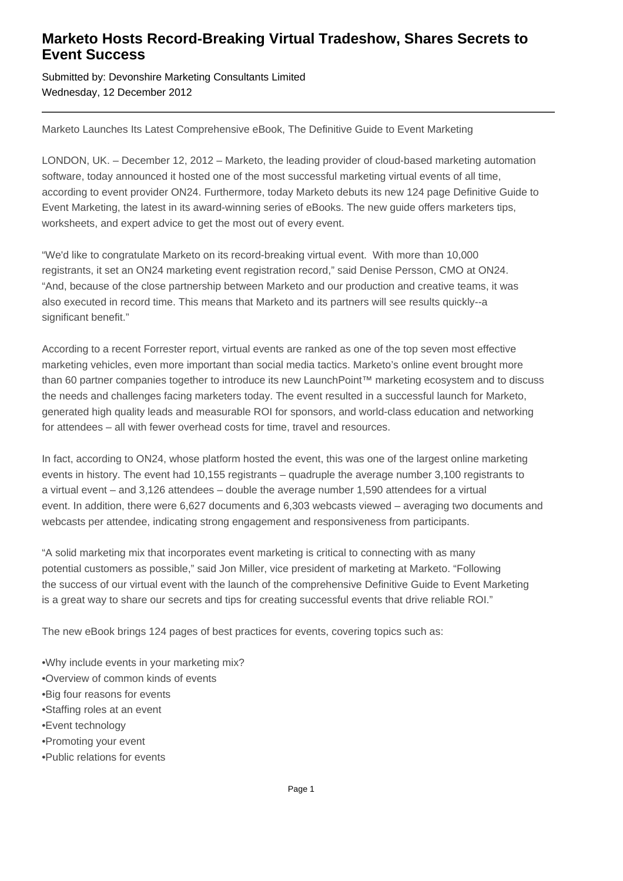# Marketo Hosts Record-Breaking Virtual Tradeshow, Shares Secrets to Event Success

Submitted by: Devonshire Marketing Consultants Limited
Wednesday, 12 December 2012

---

Marketo Launches Its Latest Comprehensive eBook, The Definitive Guide to Event Marketing

LONDON, UK. – December 12, 2012 – Marketo, the leading provider of cloud-based marketing automation software, today announced it hosted one of the most successful marketing virtual events of all time, according to event provider ON24. Furthermore, today Marketo debuts its new 124 page Definitive Guide to Event Marketing, the latest in its award-winning series of eBooks. The new guide offers marketers tips, worksheets, and expert advice to get the most out of every event.

“We'd like to congratulate Marketo on its record-breaking virtual event. With more than 10,000 registrants, it set an ON24 marketing event registration record,” said Denise Persson, CMO at ON24. “And, because of the close partnership between Marketo and our production and creative teams, it was also executed in record time. This means that Marketo and its partners will see results quickly--a significant benefit.”

According to a recent Forrester report, virtual events are ranked as one of the top seven most effective marketing vehicles, even more important than social media tactics. Marketo’s online event brought more than 60 partner companies together to introduce its new LaunchPoint™ marketing ecosystem and to discuss the needs and challenges facing marketers today. The event resulted in a successful launch for Marketo, generated high quality leads and measurable ROI for sponsors, and world-class education and networking for attendees – all with fewer overhead costs for time, travel and resources.

In fact, according to ON24, whose platform hosted the event, this was one of the largest online marketing events in history. The event had 10,155 registrants – quadruple the average number 3,100 registrants to a virtual event – and 3,126 attendees – double the average number 1,590 attendees for a virtual event. In addition, there were 6,627 documents and 6,303 webcasts viewed – averaging two documents and webcasts per attendee, indicating strong engagement and responsiveness from participants.

“A solid marketing mix that incorporates event marketing is critical to connecting with as many potential customers as possible,” said Jon Miller, vice president of marketing at Marketo. “Following the success of our virtual event with the launch of the comprehensive Definitive Guide to Event Marketing is a great way to share our secrets and tips for creating successful events that drive reliable ROI.”

The new eBook brings 124 pages of best practices for events, covering topics such as:

- Why include events in your marketing mix?
- Overview of common kinds of events
- Big four reasons for events
- Staffing roles at an event
- Event technology
- Promoting your event
- Public relations for events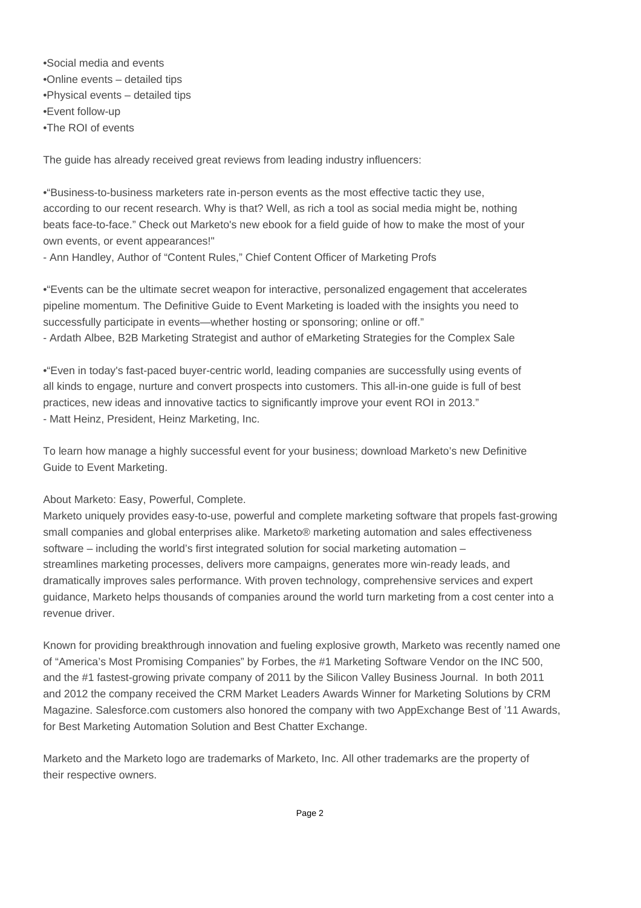- Social media and events
- Online events – detailed tips
- Physical events – detailed tips
- Event follow-up
- The ROI of events

The guide has already received great reviews from leading industry influencers:

- "Business-to-business marketers rate in-person events as the most effective tactic they use, according to our recent research. Why is that? Well, as rich a tool as social media might be, nothing beats face-to-face." Check out Marketo's new ebook for a field guide of how to make the most of your own events, or event appearances!"
- Ann Handley, Author of "Content Rules," Chief Content Officer of Marketing Profs

- "Events can be the ultimate secret weapon for interactive, personalized engagement that accelerates pipeline momentum. The Definitive Guide to Event Marketing is loaded with the insights you need to successfully participate in events—whether hosting or sponsoring; online or off."
- Ardath Albee, B2B Marketing Strategist and author of eMarketing Strategies for the Complex Sale

- "Even in today's fast-paced buyer-centric world, leading companies are successfully using events of all kinds to engage, nurture and convert prospects into customers. This all-in-one guide is full of best practices, new ideas and innovative tactics to significantly improve your event ROI in 2013."
- Matt Heinz, President, Heinz Marketing, Inc.

To learn how manage a highly successful event for your business; download Marketo's new Definitive Guide to Event Marketing.

About Marketo: Easy, Powerful, Complete.
Marketo uniquely provides easy-to-use, powerful and complete marketing software that propels fast-growing small companies and global enterprises alike. Marketo® marketing automation and sales effectiveness software – including the world's first integrated solution for social marketing automation – streamlines marketing processes, delivers more campaigns, generates more win-ready leads, and dramatically improves sales performance. With proven technology, comprehensive services and expert guidance, Marketo helps thousands of companies around the world turn marketing from a cost center into a revenue driver.

Known for providing breakthrough innovation and fueling explosive growth, Marketo was recently named one of "America's Most Promising Companies" by Forbes, the #1 Marketing Software Vendor on the INC 500, and the #1 fastest-growing private company of 2011 by the Silicon Valley Business Journal. In both 2011 and 2012 the company received the CRM Market Leaders Awards Winner for Marketing Solutions by CRM Magazine. Salesforce.com customers also honored the company with two AppExchange Best of '11 Awards, for Best Marketing Automation Solution and Best Chatter Exchange.

Marketo and the Marketo logo are trademarks of Marketo, Inc. All other trademarks are the property of their respective owners.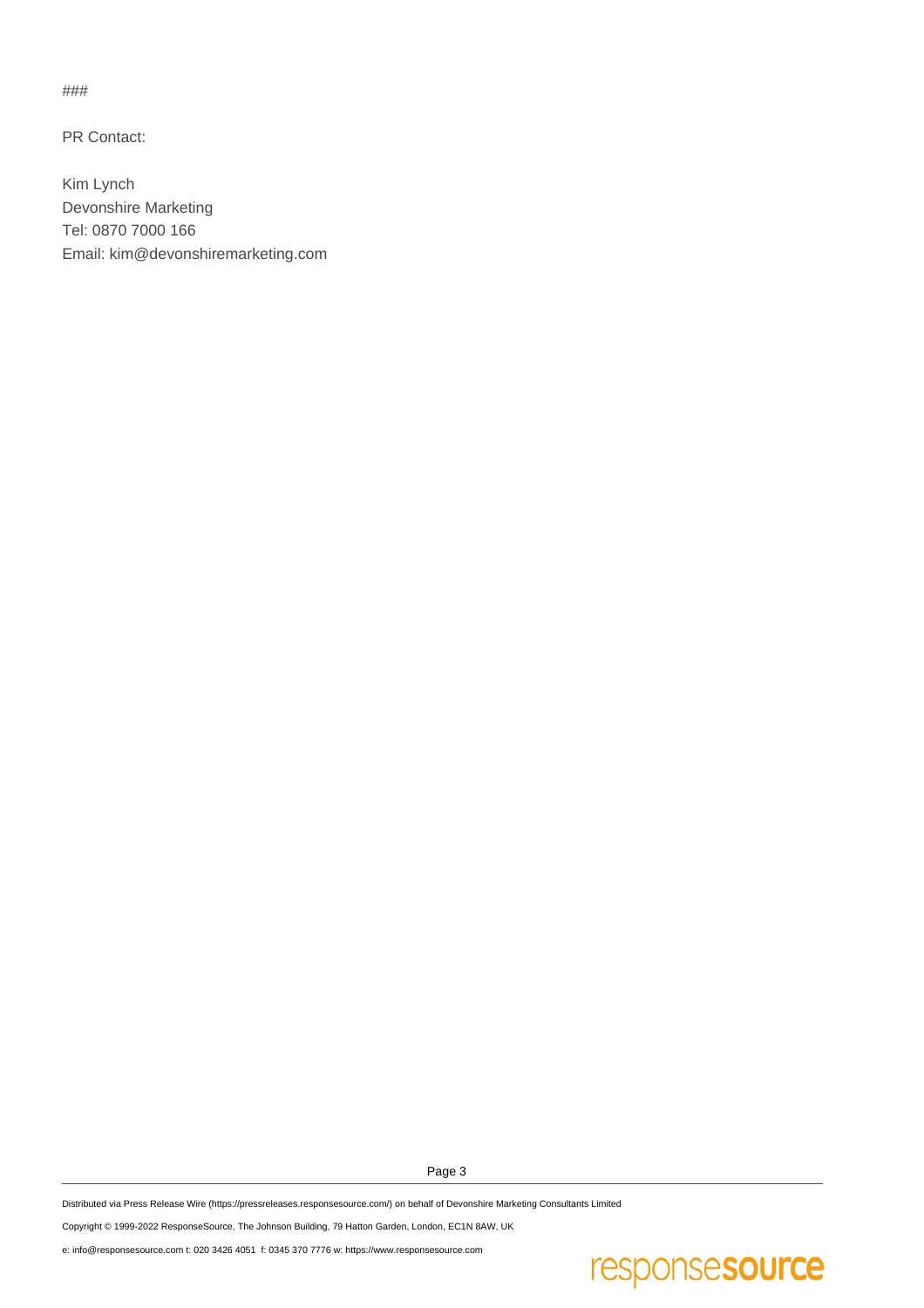###

PR Contact:

Kim Lynch
Devonshire Marketing
Tel: 0870 7000 166
Email: kim@devonshiremarketing.com